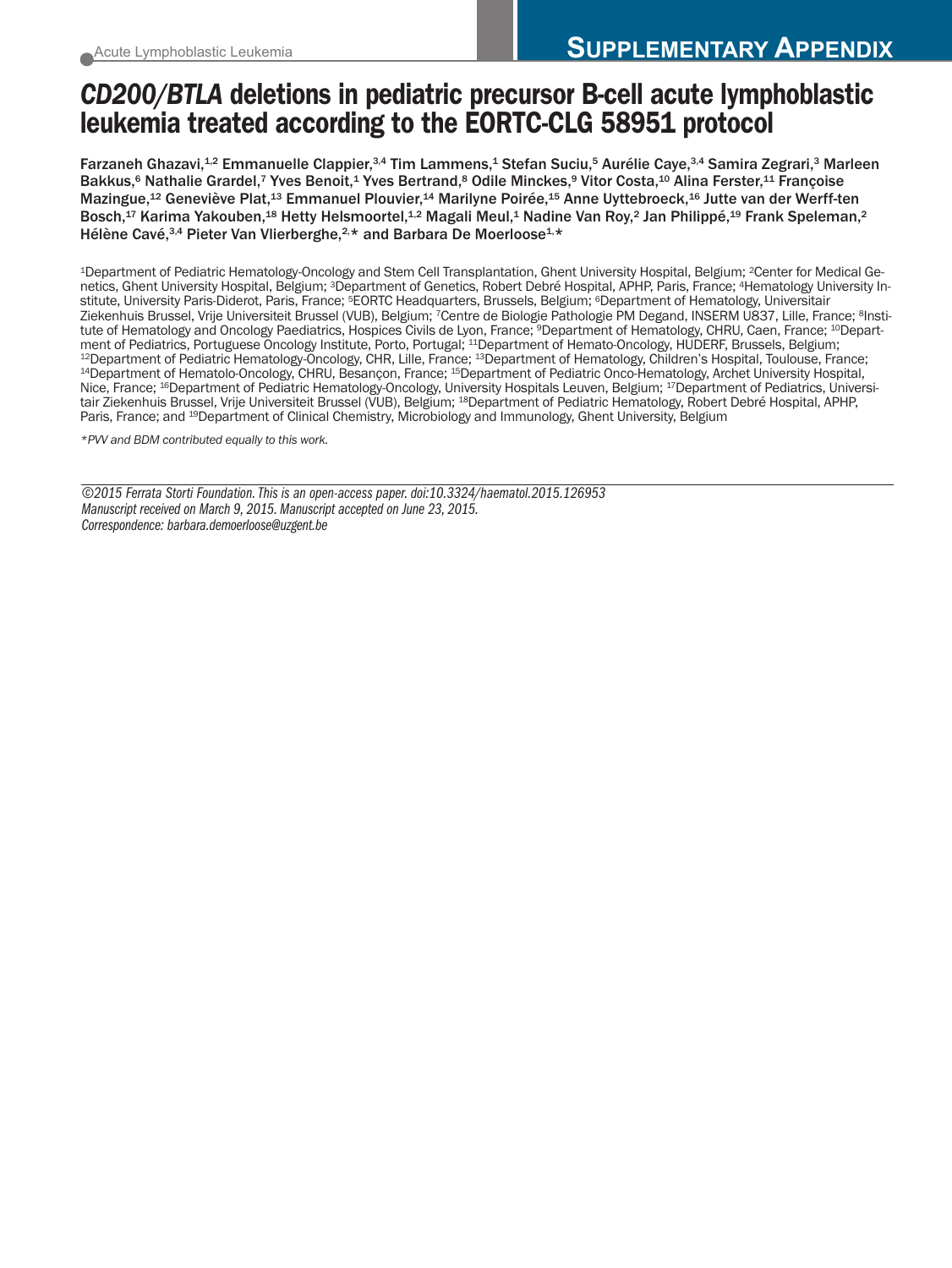**SUPPLEMENTARY APPENDIX**

# *CD200/BTLA* deletions in pediatric precursor B-cell acute lymphoblastic leukemia treated according to the EORTC-CLG 58951 protocol

Farzaneh Ghazavi,[1,2] Emmanuelle Clappier,[3,4] Tim Lammens,[1] Stefan Suciu,[5] Aurélie Caye,[3,4] Samira Zegrari,[3] Marleen Bakkus,[6] Nathalie Grardel,[7] Yves Benoit,[1] Yves Bertrand,[8] Odile Minckes,[9] Vitor Costa,[10] Alina Ferster,[11] Françoise Mazingue,[12] Geneviève Plat,[13] Emmanuel Plouvier,[14] Marilyne Poirée,[15] Anne Uyttebroeck,[16] Jutte van der Werff-ten Bosch,[17] Karima Yakouben,[18] Hetty Helsmoortel,[1,2] Magali Meul,[1] Nadine Van Roy,[2] Jan Philippé,[19] Frank Speleman,[2] Hélène Cavé,[3,4] Pieter Van Vlierberghe,[2,]* and Barbara De Moerloose[1,]*

[1]Department of Pediatric Hematology-Oncology and Stem Cell Transplantation, Ghent University Hospital, Belgium; [2]Center for Medical Genetics, Ghent University Hospital, Belgium; [3]Department of Genetics, Robert Debré Hospital, APHP, Paris, France; [4]Hematology University Institute, University Paris-Diderot, Paris, France; [5]EORTC Headquarters, Brussels, Belgium; [6]Department of Hematology, Universitair Ziekenhuis Brussel, Vrije Universiteit Brussel (VUB), Belgium; [7]Centre de Biologie Pathologie PM Degand, INSERM U837, Lille, France; [8]Institute of Hematology and Oncology Paediatrics, Hospices Civils de Lyon, France; [9]Department of Hematology, CHRU, Caen, France; [10]Department of Pediatrics, Portuguese Oncology Institute, Porto, Portugal; [11]Department of Hemato-Oncology, HUDERF, Brussels, Belgium; [12]Department of Pediatric Hematology-Oncology, CHR, Lille, France; [13]Department of Hematology, Children's Hospital, Toulouse, France; [14]Department of Hematolo-Oncology, CHRU, Besançon, France; [15]Department of Pediatric Onco-Hematology, Archet University Hospital, Nice, France; [16]Department of Pediatric Hematology-Oncology, University Hospitals Leuven, Belgium; [17]Department of Pediatrics, Universitair Ziekenhuis Brussel, Vrije Universiteit Brussel (VUB), Belgium; [18]Department of Pediatric Hematology, Robert Debré Hospital, APHP, Paris, France; and [19]Department of Clinical Chemistry, Microbiology and Immunology, Ghent University, Belgium

*\*PVV and BDM contributed equally to this work.*

*©2015 Ferrata Storti Foundation. This is an open-access paper. doi:10.3324/haematol.2015.126953*
*Manuscript received on March 9, 2015. Manuscript accepted on June 23, 2015.*
*Correspondence: barbara.demoerloose@uzgent.be*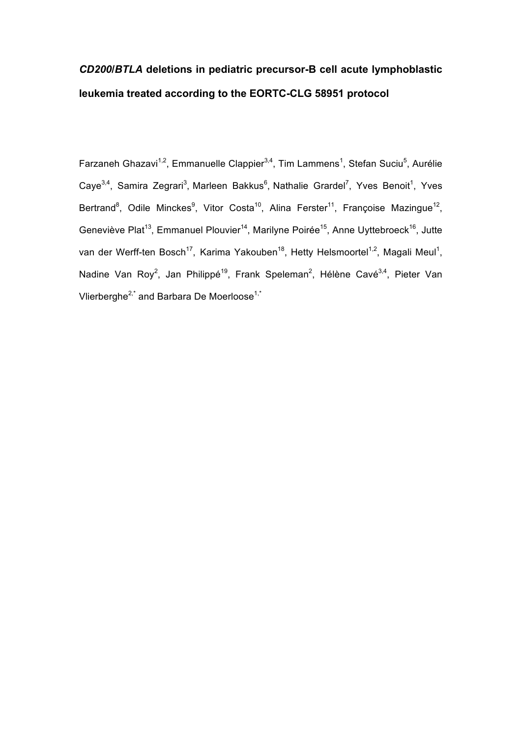# *CD200/BTLA* deletions in pediatric precursor-B cell acute lymphoblastic leukemia treated according to the EORTC-CLG 58951 protocol

Farzaneh Ghazavi[1,2], Emmanuelle Clappier[3,4], Tim Lammens[1], Stefan Suciu[5], Aurélie Caye[3,4], Samira Zegrari[3], Marleen Bakkus[6], Nathalie Grardel[7], Yves Benoit[1], Yves Bertrand[8], Odile Minckes[9], Vitor Costa[10], Alina Ferster[11], Françoise Mazingue[12], Geneviève Plat[13], Emmanuel Plouvier[14], Marilyne Poirée[15], Anne Uyttebroeck[16], Jutte van der Werff-ten Bosch[17], Karima Yakouben[18], Hetty Helsmoortel[1,2], Magali Meul[1], Nadine Van Roy[2], Jan Philippé[19], Frank Speleman[2], Hélène Cavé[3,4], Pieter Van Vlierberghe[2,*] and Barbara De Moerloose[1,*]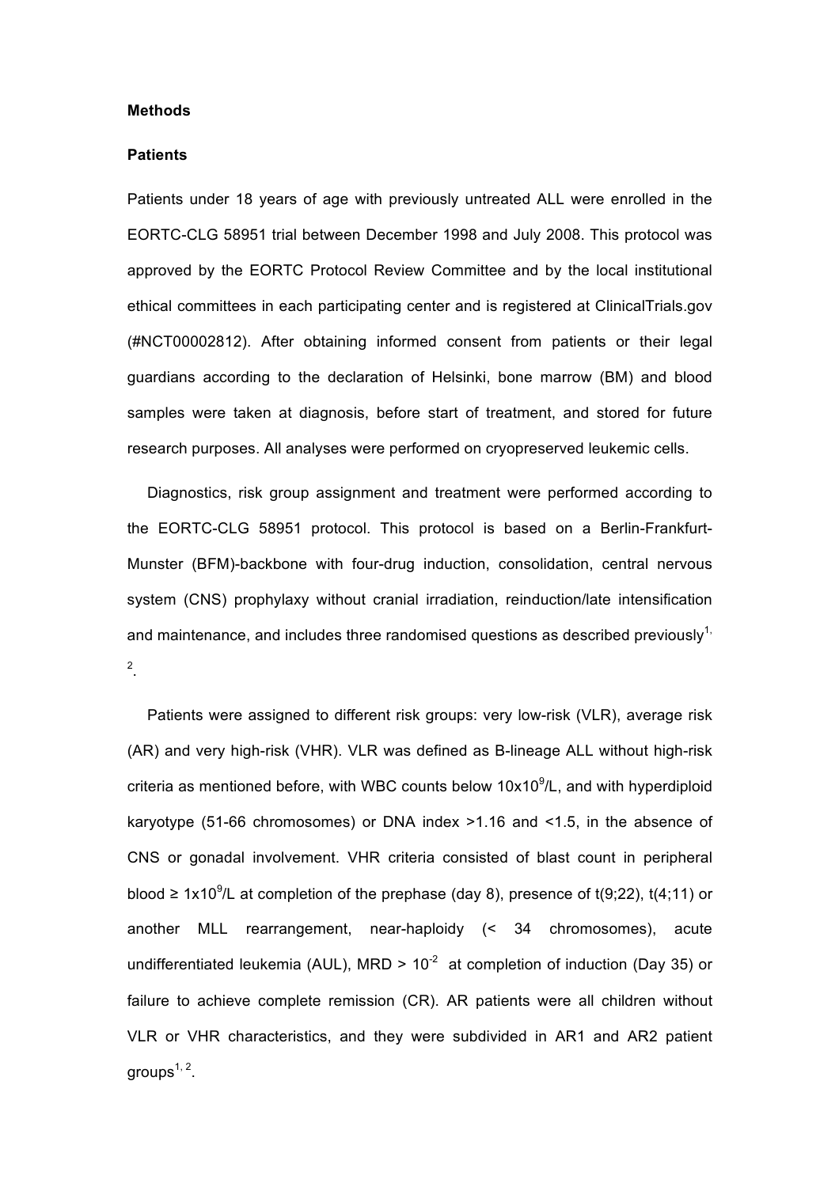## Methods

### Patients

Patients under 18 years of age with previously untreated ALL were enrolled in the EORTC-CLG 58951 trial between December 1998 and July 2008. This protocol was approved by the EORTC Protocol Review Committee and by the local institutional ethical committees in each participating center and is registered at ClinicalTrials.gov (#NCT00002812). After obtaining informed consent from patients or their legal guardians according to the declaration of Helsinki, bone marrow (BM) and blood samples were taken at diagnosis, before start of treatment, and stored for future research purposes. All analyses were performed on cryopreserved leukemic cells.

Diagnostics, risk group assignment and treatment were performed according to the EORTC-CLG 58951 protocol. This protocol is based on a Berlin-Frankfurt-Munster (BFM)-backbone with four-drug induction, consolidation, central nervous system (CNS) prophylaxy without cranial irradiation, reinduction/late intensification and maintenance, and includes three randomised questions as described previously[1,2].

Patients were assigned to different risk groups: very low-risk (VLR), average risk (AR) and very high-risk (VHR). VLR was defined as B-lineage ALL without high-risk criteria as mentioned before, with WBC counts below $10x10^9$/L, and with hyperdiploid karyotype (51-66 chromosomes) or DNA index >1.16 and <1.5, in the absence of CNS or gonadal involvement. VHR criteria consisted of blast count in peripheral blood ≥ $1x10^9$/L at completion of the prephase (day 8), presence of t(9;22), t(4;11) or another MLL rearrangement, near-haploidy (< 34 chromosomes), acute undifferentiated leukemia (AUL), MRD > $10^{-2}$ at completion of induction (Day 35) or failure to achieve complete remission (CR). AR patients were all children without VLR or VHR characteristics, and they were subdivided in AR1 and AR2 patient groups[1,2].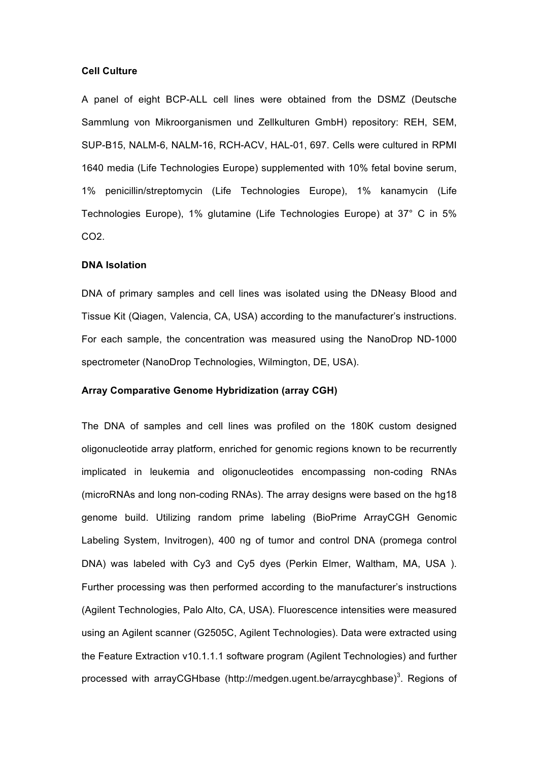**Cell Culture**

A panel of eight BCP-ALL cell lines were obtained from the DSMZ (Deutsche Sammlung von Mikroorganismen und Zellkulturen GmbH) repository: REH, SEM, SUP-B15, NALM-6, NALM-16, RCH-ACV, HAL-01, 697. Cells were cultured in RPMI 1640 media (Life Technologies Europe) supplemented with 10% fetal bovine serum, 1% penicillin/streptomycin (Life Technologies Europe), 1% kanamycin (Life Technologies Europe), 1% glutamine (Life Technologies Europe) at 37° C in 5% $CO_2$.

**DNA Isolation**

DNA of primary samples and cell lines was isolated using the DNeasy Blood and Tissue Kit (Qiagen, Valencia, CA, USA) according to the manufacturer's instructions. For each sample, the concentration was measured using the NanoDrop ND-1000 spectrometer (NanoDrop Technologies, Wilmington, DE, USA).

**Array Comparative Genome Hybridization (array CGH)**

The DNA of samples and cell lines was profiled on the 180K custom designed oligonucleotide array platform, enriched for genomic regions known to be recurrently implicated in leukemia and oligonucleotides encompassing non-coding RNAs (microRNAs and long non-coding RNAs). The array designs were based on the hg18 genome build. Utilizing random prime labeling (BioPrime ArrayCGH Genomic Labeling System, Invitrogen), 400 ng of tumor and control DNA (promega control DNA) was labeled with Cy3 and Cy5 dyes (Perkin Elmer, Waltham, MA, USA ). Further processing was then performed according to the manufacturer's instructions (Agilent Technologies, Palo Alto, CA, USA). Fluorescence intensities were measured using an Agilent scanner (G2505C, Agilent Technologies). Data were extracted using the Feature Extraction v10.1.1.1 software program (Agilent Technologies) and further processed with arrayCGHbase (http://medgen.ugent.be/arraycghbase)[3]. Regions of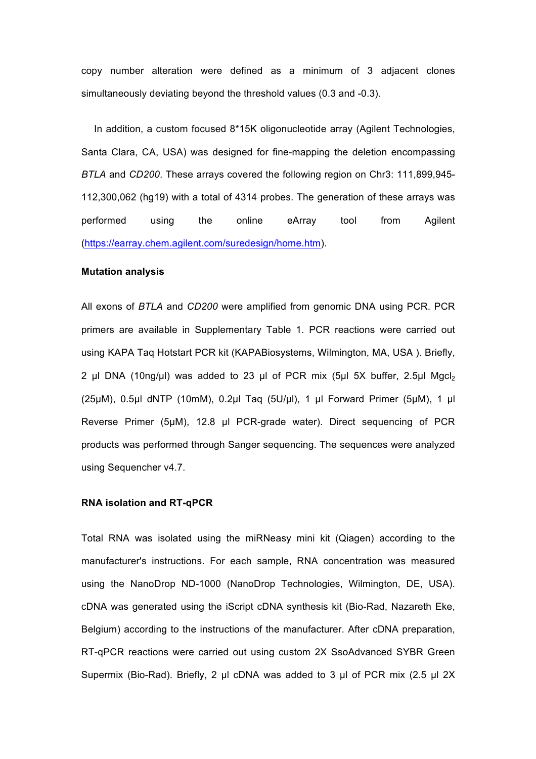copy number alteration were defined as a minimum of 3 adjacent clones simultaneously deviating beyond the threshold values (0.3 and -0.3).

In addition, a custom focused 8*15K oligonucleotide array (Agilent Technologies, Santa Clara, CA, USA) was designed for fine-mapping the deletion encompassing *BTLA* and *CD200*. These arrays covered the following region on Chr3: 111,899,945-112,300,062 (hg19) with a total of 4314 probes. The generation of these arrays was performed using the online eArray tool from Agilent (https://earray.chem.agilent.com/suredesign/home.htm).

**Mutation analysis**

All exons of *BTLA* and *CD200* were amplified from genomic DNA using PCR. PCR primers are available in Supplementary Table 1. PCR reactions were carried out using KAPA Taq Hotstart PCR kit (KAPABiosystems, Wilmington, MA, USA ). Briefly, 2 µl DNA (10ng/µl) was added to 23 µl of PCR mix (5µl 5X buffer, 2.5µl $MgCl_2$ (25µM), 0.5µl dNTP (10mM), 0.2µl Taq (5U/µl), 1 µl Forward Primer (5µM), 1 µl Reverse Primer (5µM), 12.8 µl PCR-grade water). Direct sequencing of PCR products was performed through Sanger sequencing. The sequences were analyzed using Sequencher v4.7.

**RNA isolation and RT-qPCR**

Total RNA was isolated using the miRNeasy mini kit (Qiagen) according to the manufacturer's instructions. For each sample, RNA concentration was measured using the NanoDrop ND-1000 (NanoDrop Technologies, Wilmington, DE, USA). cDNA was generated using the iScript cDNA synthesis kit (Bio-Rad, Nazareth Eke, Belgium) according to the instructions of the manufacturer. After cDNA preparation, RT-qPCR reactions were carried out using custom 2X SsoAdvanced SYBR Green Supermix (Bio-Rad). Briefly, 2 µl cDNA was added to 3 µl of PCR mix (2.5 µl 2X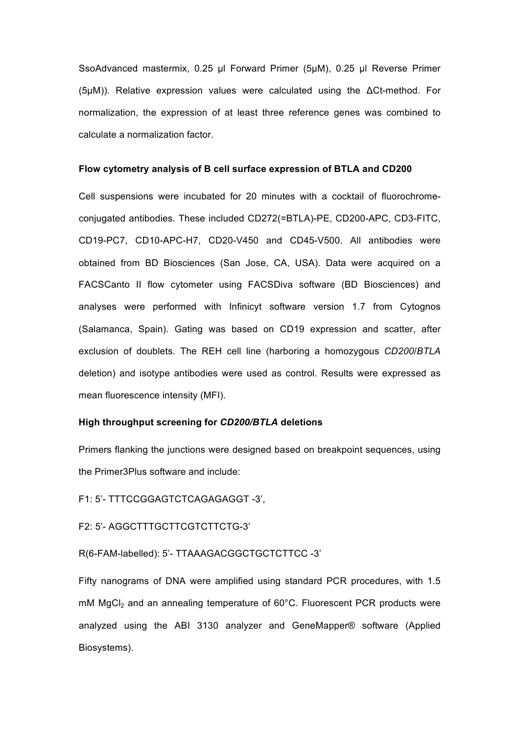SsoAdvanced mastermix, 0.25 µl Forward Primer (5µM), 0.25 µl Reverse Primer (5µM)). Relative expression values were calculated using the ΔCt-method. For normalization, the expression of at least three reference genes was combined to calculate a normalization factor.

**Flow cytometry analysis of B cell surface expression of BTLA and CD200**

Cell suspensions were incubated for 20 minutes with a cocktail of fluorochrome-conjugated antibodies. These included CD272(=BTLA)-PE, CD200-APC, CD3-FITC, CD19-PC7, CD10-APC-H7, CD20-V450 and CD45-V500. All antibodies were obtained from BD Biosciences (San Jose, CA, USA). Data were acquired on a FACSCanto II flow cytometer using FACSDiva software (BD Biosciences) and analyses were performed with Infinicyt software version 1.7 from Cytognos (Salamanca, Spain). Gating was based on CD19 expression and scatter, after exclusion of doublets. The REH cell line (harboring a homozygous *CD200*/*BTLA* deletion) and isotype antibodies were used as control. Results were expressed as mean fluorescence intensity (MFI).

**High throughput screening for *CD200/BTLA* deletions**

Primers flanking the junctions were designed based on breakpoint sequences, using the Primer3Plus software and include:

F1: 5'- TTTCCGGAGTCTCAGAGAGGT -3',

F2: 5'- AGGCTTTGCTTCGTCTTCTG-3'

R(6-FAM-labelled): 5'- TTAAAGACGGCTGCTCTTCC -3'

Fifty nanograms of DNA were amplified using standard PCR procedures, with 1.5 mM $MgCl_2$ and an annealing temperature of 60°C. Fluorescent PCR products were analyzed using the ABI 3130 analyzer and GeneMapper® software (Applied Biosystems).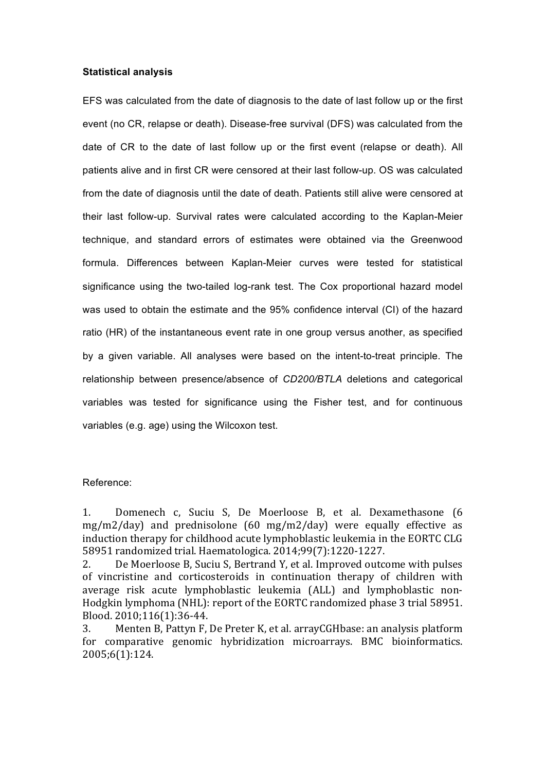**Statistical analysis**

EFS was calculated from the date of diagnosis to the date of last follow up or the first event (no CR, relapse or death). Disease-free survival (DFS) was calculated from the date of CR to the date of last follow up or the first event (relapse or death). All patients alive and in first CR were censored at their last follow-up. OS was calculated from the date of diagnosis until the date of death. Patients still alive were censored at their last follow-up. Survival rates were calculated according to the Kaplan-Meier technique, and standard errors of estimates were obtained via the Greenwood formula. Differences between Kaplan-Meier curves were tested for statistical significance using the two-tailed log-rank test. The Cox proportional hazard model was used to obtain the estimate and the 95% confidence interval (CI) of the hazard ratio (HR) of the instantaneous event rate in one group versus another, as specified by a given variable. All analyses were based on the intent-to-treat principle. The relationship between presence/absence of *CD200/BTLA* deletions and categorical variables was tested for significance using the Fisher test, and for continuous variables (e.g. age) using the Wilcoxon test.

Reference:

1. Domenech c, Suciu S, De Moerloose B, et al. Dexamethasone (6 mg/m2/day) and prednisolone (60 mg/m2/day) were equally effective as induction therapy for childhood acute lymphoblastic leukemia in the EORTC CLG 58951 randomized trial. Haematologica. 2014;99(7):1220-1227.
2. De Moerloose B, Suciu S, Bertrand Y, et al. Improved outcome with pulses of vincristine and corticosteroids in continuation therapy of children with average risk acute lymphoblastic leukemia (ALL) and lymphoblastic non-Hodgkin lymphoma (NHL): report of the EORTC randomized phase 3 trial 58951. Blood. 2010;116(1):36-44.
3. Menten B, Pattyn F, De Preter K, et al. arrayCGHbase: an analysis platform for comparative genomic hybridization microarrays. BMC bioinformatics. 2005;6(1):124.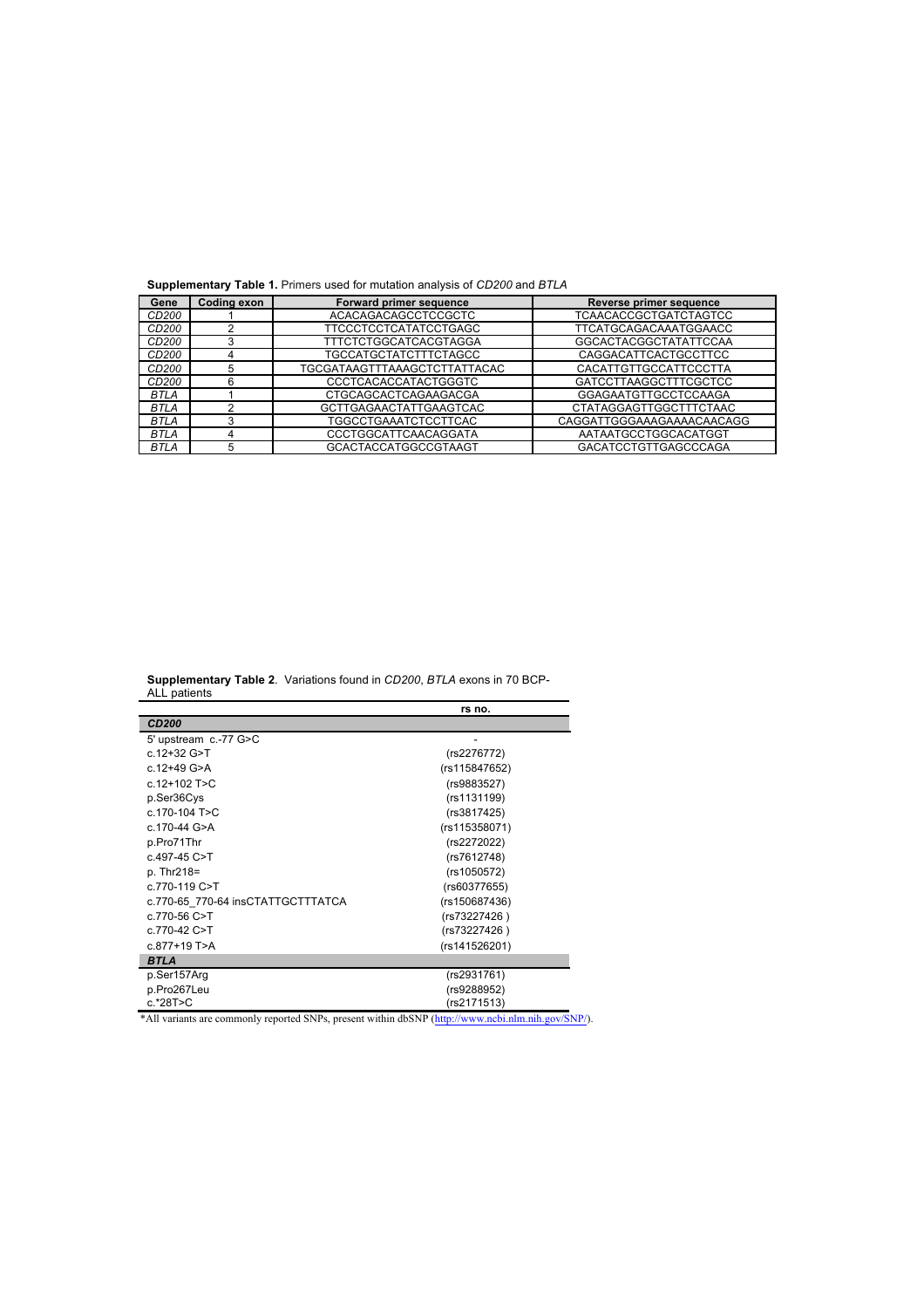**Supplementary Table 1.** Primers used for mutation analysis of *CD200* and *BTLA*

| Gene | Coding exon | Forward primer sequence | Reverse primer sequence |
|---|---|---|---|
| *CD200* | 1 | ACACAGACAGCCTCCGCTC | TCAACACCGCTGATCTAGTCC |
| *CD200* | 2 | TTCCCTCCTCATATCCTGAGC | TTCATGCAGACAAATGGAACC |
| *CD200* | 3 | TTTCTCTGGCATCACGTAGGA | GGCACTACGGCTATATTCCAA |
| *CD200* | 4 | TGCCATGCTATCTTTCTAGCC | CAGGACATTCACTGCCTTCC |
| *CD200* | 5 | TGCGATAAGTTTAAAGCTCTTATTACAC | CACATTGTTGCCATTCCCTTA |
| *CD200* | 6 | CCCTCACACCATACTGGGTC | GATCCTTAAGGCTTTCGCTCC |
| *BTLA* | 1 | CTGCAGCACTCAGAAGACGA | GGAGAATGTTGCCTCCAAGA |
| *BTLA* | 2 | GCTTGAGAACTATTGAAGTCAC | CTATAGGAGTTGGCTTTCTAAC |
| *BTLA* | 3 | TGGCCTGAAATCTCCTTCAC | CAGGATTGGGAAAGAAAACAACAGG |
| *BTLA* | 4 | CCCTGGCATTCAACAGGATA | AATAATGCCTGGCACATGGT |
| *BTLA* | 5 | GCACTACCATGGCCGTAAGT | GACATCCTGTTGAGCCCAGA |

**Supplementary Table 2**. Variations found in *CD200*, *BTLA* exons in 70 BCP-ALL patients

| | rs no. |
|---|---|
| ***CD200*** | |
| 5' upstream c.-77 G>C | - |
| c.12+32 G>T | (rs2276772) |
| c.12+49 G>A | (rs115847652) |
| c.12+102 T>C | (rs9883527) |
| p.Ser36Cys | (rs1131199) |
| c.170-104 T>C | (rs3817425) |
| c.170-44 G>A | (rs115358071) |
| p.Pro71Thr | (rs2272022) |
| c.497-45 C>T | (rs7612748) |
| p. Thr218= | (rs1050572) |
| c.770-119 C>T | (rs60377655) |
| c.770-65_770-64 insCTATTGCTTTATCA | (rs150687436) |
| c.770-56 C>T | (rs73227426 ) |
| c.770-42 C>T | (rs73227426 ) |
| c.877+19 T>A | (rs141526201) |
| ***BTLA*** | |
| p.Ser157Arg | (rs2931761) |
| p.Pro267Leu | (rs9288952) |
| c.*28T>C | (rs2171513) |

*All variants are commonly reported SNPs, present within dbSNP (http://www.ncbi.nlm.nih.gov/SNP/).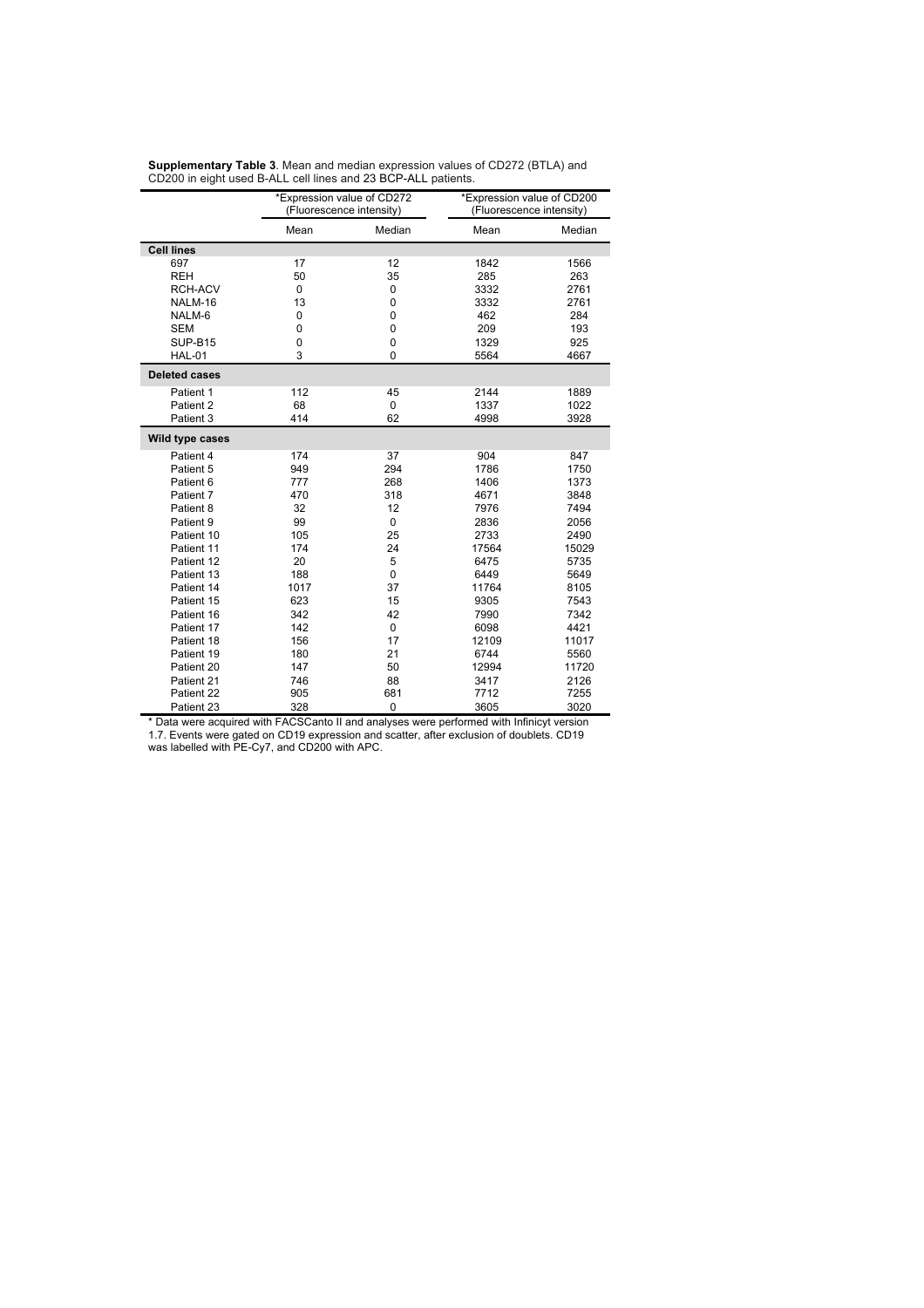**Supplementary Table 3**. Mean and median expression values of CD272 (BTLA) and CD200 in eight used B-ALL cell lines and 23 BCP-ALL patients.

| | *Expression value of CD272 (Fluorescence intensity) | | *Expression value of CD200 (Fluorescence intensity) | |
|---|---|---|---|---|
| | Mean | Median | Mean | Median |
| **Cell lines** | | | | |
| 697 | 17 | 12 | 1842 | 1566 |
| REH | 50 | 35 | 285 | 263 |
| RCH-ACV | 0 | 0 | 3332 | 2761 |
| NALM-16 | 13 | 0 | 3332 | 2761 |
| NALM-6 | 0 | 0 | 462 | 284 |
| SEM | 0 | 0 | 209 | 193 |
| SUP-B15 | 0 | 0 | 1329 | 925 |
| HAL-01 | 3 | 0 | 5564 | 4667 |
| **Deleted cases** | | | | |
| Patient 1 | 112 | 45 | 2144 | 1889 |
| Patient 2 | 68 | 0 | 1337 | 1022 |
| Patient 3 | 414 | 62 | 4998 | 3928 |
| **Wild type cases** | | | | |
| Patient 4 | 174 | 37 | 904 | 847 |
| Patient 5 | 949 | 294 | 1786 | 1750 |
| Patient 6 | 777 | 268 | 1406 | 1373 |
| Patient 7 | 470 | 318 | 4671 | 3848 |
| Patient 8 | 32 | 12 | 7976 | 7494 |
| Patient 9 | 99 | 0 | 2836 | 2056 |
| Patient 10 | 105 | 25 | 2733 | 2490 |
| Patient 11 | 174 | 24 | 17564 | 15029 |
| Patient 12 | 20 | 5 | 6475 | 5735 |
| Patient 13 | 188 | 0 | 6449 | 5649 |
| Patient 14 | 1017 | 37 | 11764 | 8105 |
| Patient 15 | 623 | 15 | 9305 | 7543 |
| Patient 16 | 342 | 42 | 7990 | 7342 |
| Patient 17 | 142 | 0 | 6098 | 4421 |
| Patient 18 | 156 | 17 | 12109 | 11017 |
| Patient 19 | 180 | 21 | 6744 | 5560 |
| Patient 20 | 147 | 50 | 12994 | 11720 |
| Patient 21 | 746 | 88 | 3417 | 2126 |
| Patient 22 | 905 | 681 | 7712 | 7255 |
| Patient 23 | 328 | 0 | 3605 | 3020 |

* Data were acquired with FACSCanto II and analyses were performed with Infinicyt version 1.7. Events were gated on CD19 expression and scatter, after exclusion of doublets. CD19 was labelled with PE-Cy7, and CD200 with APC.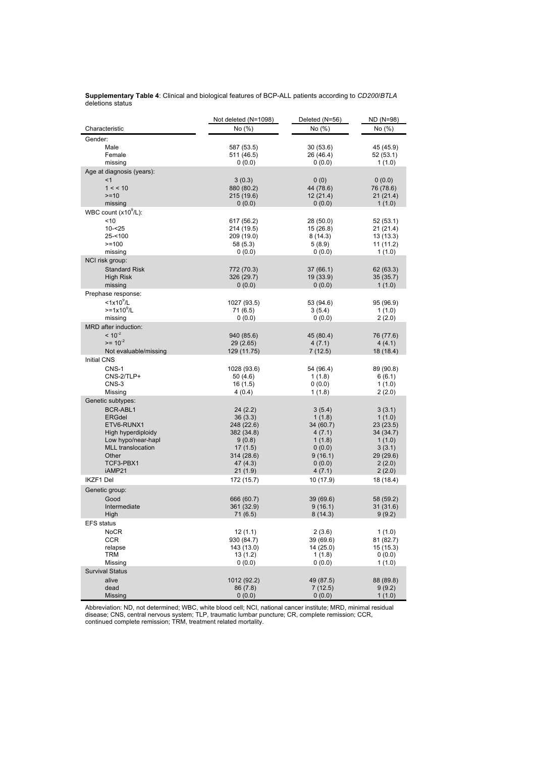**Supplementary Table 4**: Clinical and biological features of BCP-ALL patients according to *CD200*/*BTLA* deletions status

| Characteristic | Not deleted (N=1098) No (%) | Deleted (N=56) No (%) | ND (N=98) No (%) |
|---|---|---|---|
| Gender: | | | |
| Male | 587 (53.5) | 30 (53.6) | 45 (45.9) |
| Female | 511 (46.5) | 26 (46.4) | 52 (53.1) |
| missing | 0 (0.0) | 0 (0.0) | 1 (1.0) |
| Age at diagnosis (years): | | | |
| <1 | 3 (0.3) | 0 (0) | 0 (0.0) |
| 1 < < 10 | 880 (80.2) | 44 (78.6) | 76 (78.6) |
| >=10 | 215 (19.6) | 12 (21.4) | 21 (21.4) |
| missing | 0 (0.0) | 0 (0.0) | 1 (1.0) |
| WBC count ($x10^9$/L): | | | |
| <10 | 617 (56.2) | 28 (50.0) | 52 (53.1) |
| 10-<25 | 214 (19.5) | 15 (26.8) | 21 (21.4) |
| 25-<100 | 209 (19.0) | 8 (14.3) | 13 (13.3) |
| >=100 | 58 (5.3) | 5 (8.9) | 11 (11.2) |
| missing | 0 (0.0) | 0 (0.0) | 1 (1.0) |
| NCI risk group: | | | |
| Standard Risk | 772 (70.3) | 37 (66.1) | 62 (63.3) |
| High Risk | 326 (29.7) | 19 (33.9) | 35 (35.7) |
| missing | 0 (0.0) | 0 (0.0) | 1 (1.0) |
| Prephase response: | | | |
| $<1x10^9$/L | 1027 (93.5) | 53 (94.6) | 95 (96.9) |
| $>=1x10^9$/L | 71 (6.5) | 3 (5.4) | 1 (1.0) |
| missing | 0 (0.0) | 0 (0.0) | 2 (2.0) |
| MRD after induction: | | | |
| $< 10^{-2}$ | 940 (85.6) | 45 (80.4) | 76 (77.6) |
| $>= 10^{-2}$ | 29 (2.65) | 4 (7.1) | 4 (4.1) |
| Not evaluable/missing | 129 (11.75) | 7 (12.5) | 18 (18.4) |
| Initial CNS | | | |
| CNS-1 | 1028 (93.6) | 54 (96.4) | 89 (90.8) |
| CNS-2/TLP+ | 50 (4.6) | 1 (1.8) | 6 (6.1) |
| CNS-3 | 16 (1.5) | 0 (0.0) | 1 (1.0) |
| Missing | 4 (0.4) | 1 (1.8) | 2 (2.0) |
| Genetic subtypes: | | | |
| BCR-ABL1 | 24 (2.2) | 3 (5.4) | 3 (3.1) |
| ERGdel | 36 (3.3) | 1 (1.8) | 1 (1.0) |
| ETV6-RUNX1 | 248 (22.6) | 34 (60.7) | 23 (23.5) |
| High hyperdiploidy | 382 (34.8) | 4 (7.1) | 34 (34.7) |
| Low hypo/near-hapl | 9 (0.8) | 1 (1.8) | 1 (1.0) |
| MLL translocation | 17 (1.5) | 0 (0.0) | 3 (3.1) |
| Other | 314 (28.6) | 9 (16.1) | 29 (29.6) |
| TCF3-PBX1 | 47 (4.3) | 0 (0.0) | 2 (2.0) |
| iAMP21 | 21 (1.9) | 4 (7.1) | 2 (2.0) |
| IKZF1 Del | 172 (15.7) | 10 (17.9) | 18 (18.4) |
| Genetic group: | | | |
| Good | 666 (60.7) | 39 (69.6) | 58 (59.2) |
| Intermediate | 361 (32.9) | 9 (16.1) | 31 (31.6) |
| High | 71 (6.5) | 8 (14.3) | 9 (9.2) |
| EFS status | | | |
| NoCR | 12 (1.1) | 2 (3.6) | 1 (1.0) |
| CCR | 930 (84.7) | 39 (69.6) | 81 (82.7) |
| relapse | 143 (13.0) | 14 (25.0) | 15 (15.3) |
| TRM | 13 (1.2) | 1 (1.8) | 0 (0.0) |
| Missing | 0 (0.0) | 0 (0.0) | 1 (1.0) |
| Survival Status | | | |
| alive | 1012 (92.2) | 49 (87.5) | 88 (89.8) |
| dead | 86 (7.8) | 7 (12.5) | 9 (9.2) |
| Missing | 0 (0.0) | 0 (0.0) | 1 (1.0) |

Abbreviation: ND, not determined; WBC, white blood cell; NCI, national cancer institute; MRD, minimal residual disease; CNS, central nervous system; TLP, traumatic lumbar puncture; CR, complete remission; CCR, continued complete remission; TRM, treatment related mortality.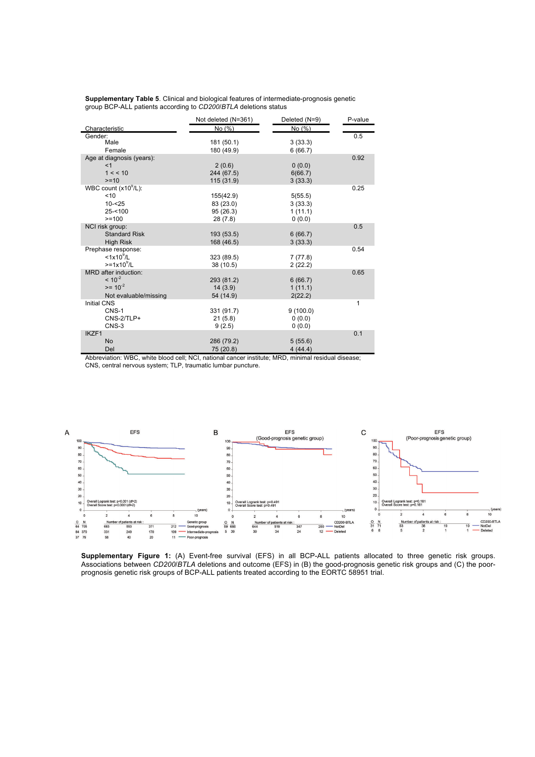**Supplementary Table 5**. Clinical and biological features of intermediate-prognosis genetic group BCP-ALL patients according to *CD200*/*BTLA* deletions status

| Characteristic | Not deleted (N=361) No (%) | Deleted (N=9) No (%) | P-value |
|---|---|---|---|
| Gender: | | | 0.5 |
| Male | 181 (50.1) | 3 (33.3) | |
| Female | 180 (49.9) | 6 (66.7) | |
| Age at diagnosis (years): | | | 0.92 |
| <1 | 2 (0.6) | 0 (0.0) | |
| 1 < < 10 | 244 (67.5) | 6(66.7) | |
| >=10 | 115 (31.9) | 3 (33.3) | |
| WBC count ($x10^9$/L): | | | 0.25 |
| <10 | 155(42.9) | 5(55.5) | |
| 10-<25 | 83 (23.0) | 3 (33.3) | |
| 25-<100 | 95 (26.3) | 1 (11.1) | |
| >=100 | 28 (7.8) | 0 (0.0) | |
| NCI risk group: | | | 0.5 |
| Standard Risk | 193 (53.5) | 6 (66.7) | |
| High Risk | 168 (46.5) | 3 (33.3) | |
| Prephase response: | | | 0.54 |
| $<1x10^9$/L | 323 (89.5) | 7 (77.8) | |
| $>=1x10^9$/L | 38 (10.5) | 2 (22.2) | |
| MRD after induction: | | | 0.65 |
| $< 10^{-2}$ | 293 (81.2) | 6 (66.7) | |
| $>= 10^{-2}$ | 14 (3.9) | 1 (11.1) | |
| Not evaluable/missing | 54 (14.9) | 2(22.2) | |
| Initial CNS | | | 1 |
| CNS-1 | 331 (91.7) | 9 (100.0) | |
| CNS-2/TLP+ | 21 (5.8) | 0 (0.0) | |
| CNS-3 | 9 (2.5) | 0 (0.0) | |
| IKZF1 | | | 0.1 |
| No | 286 (79.2) | 5 (55.6) | |
| Del | 75 (20.8) | 4 (44.4) | |

Abbreviation: WBC, white blood cell; NCI, national cancer institute; MRD, minimal residual disease; CNS, central nervous system; TLP, traumatic lumbar puncture.

**Supplementary Figure 1:** (A) Event-free survival (EFS) in all BCP-ALL patients allocated to three genetic risk groups. Associations between *CD200*/*BTLA* deletions and outcome (EFS) in (B) the good-prognosis genetic risk groups and (C) the poor-prognosis genetic risk groups of BCP-ALL patients treated according to the EORTC 58951 trial.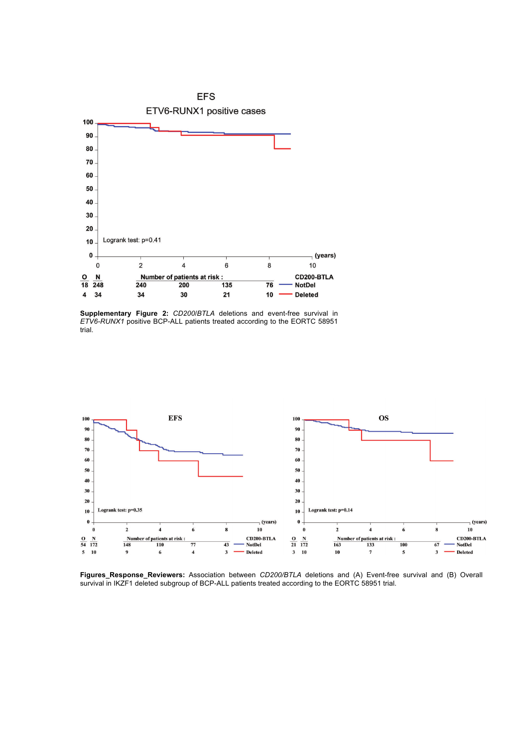EFS

ETV6-RUNX1 positive cases

100
90
80
70
60
50
40
30
20
10
0

Logrank test: p=0.41

0 2 4 6 8 10 (years)

O N Number of patients at risk : CD200-BTLA

18 248 240 200 135 76 NotDel

4 34 34 30 21 10 Deleted

**Supplementary Figure 2:** *CD200/BTLA* deletions and event-free survival in *ETV6-RUNX1* positive BCP-ALL patients treated according to the EORTC 58951 trial.

EFS

100
90
80
70
60
50
40
30
20
10
0

Logrank test: p=0.35

0 2 4 6 8 10 (years)

O N Number of patients at risk : CD200-BTLA

54 172 148 110 77 43 NotDel

5 10 9 6 4 3 Deleted

OS

100
90
80
70
60
50
40
30
20
10
0

Logrank test: p=0.14

0 2 4 6 8 10 (years)

O N Number of patients at risk : CD200-BTLA

21 172 163 133 100 67 NotDel

3 10 10 7 5 3 Deleted

**Figures_Response_Reviewers:** Association between *CD200/BTLA* deletions and (A) Event-free survival and (B) Overall survival in IKZF1 deleted subgroup of BCP-ALL patients treated according to the EORTC 58951 trial.